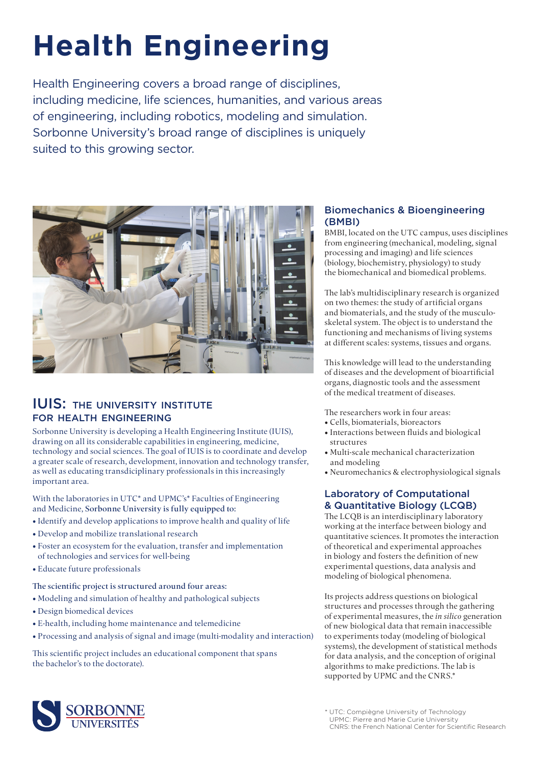# Health Engineering

Health Engineering covers a broad range of disciplines, including medicine, life sciences, humanities, and various areas of engineering, including robotics, modeling and simulation. Sorbonne University's broad range of disciplines is uniquely suited to this growing sector.

## IUIS: THE UNIVERSITY INSTITUTE FOR HEALTH ENGINEERING

Sorbonne University is developing a Health Engineering Institute (IUIS), drawing on all its considerable capabilities in engineering, medicine, technology and social sciences. The goal of IUIS is to coordinate and develop a greater scale of research, development, innovation and technology transfer, as well as educating transdisciplinary professionals in this increasingly important area.

With the laboratories in UTC* and UPMC's* Faculties of Engineering and Medicine, Sorbonne University is fully equipped to:

- Identify and develop applications to improve health and quality of life
- Develop and mobilize translational research
- Foster an ecosystem for the evaluation, transfer and implementation of technologies and services for well-being
- Educate future professionals

The scientific project is structured around four areas:

- Modeling and simulation of healthy and pathological subjects
- Design biomedical devices
- E-health, including home maintenance and telemedicine
- Processing and analysis of signal and image (multi-modality and interaction)

This scientific project includes an educational component that spans the bachelor's to the doctorate).

### Biomechanics & Bioengineering (BMBI)

BMBI, located on the UTC campus, uses disciplines from engineering (mechanical, modeling, signal processing and imaging) and life sciences (biology, biochemistry, physiology) to study the biomechanical and biomedical problems.

The lab's multidisciplinary research is organized on two themes: the study of artificial organs and biomaterials, and the study of the musculo-skeletal system. The object is to understand the functioning and mechanisms of living systems at different scales: systems, tissues and organs.

This knowledge will lead to the understanding of diseases and the development of bioartificial organs, diagnostic tools and the assessment of the medical treatment of diseases.

The researchers work in four areas:

- Cells, biomaterials, bioreactors
- Interactions between fluids and biological structures
- Multi-scale mechanical characterization and modeling
- Neuromechanics & electrophysiological signals

### Laboratory of Computational & Quantitative Biology (LCQB)

The LCQB is an interdisciplinary laboratory working at the interface between biology and quantitative sciences. It promotes the interaction of theoretical and experimental approaches in biology and fosters the definition of new experimental questions, data analysis and modeling of biological phenomena.

Its projects address questions on biological structures and processes through the gathering of experimental measures, the *in silico* generation of new biological data that remain inaccessible to experiments today (modeling of biological systems), the development of statistical methods for data analysis, and the conception of original algorithms to make predictions. The lab is supported by UPMC and the CNRS.*

SORBONNE UNIVERSITÉS

\* UTC: Compiègne University of Technology
UPMC: Pierre and Marie Curie University
CNRS: the French National Center for Scientific Research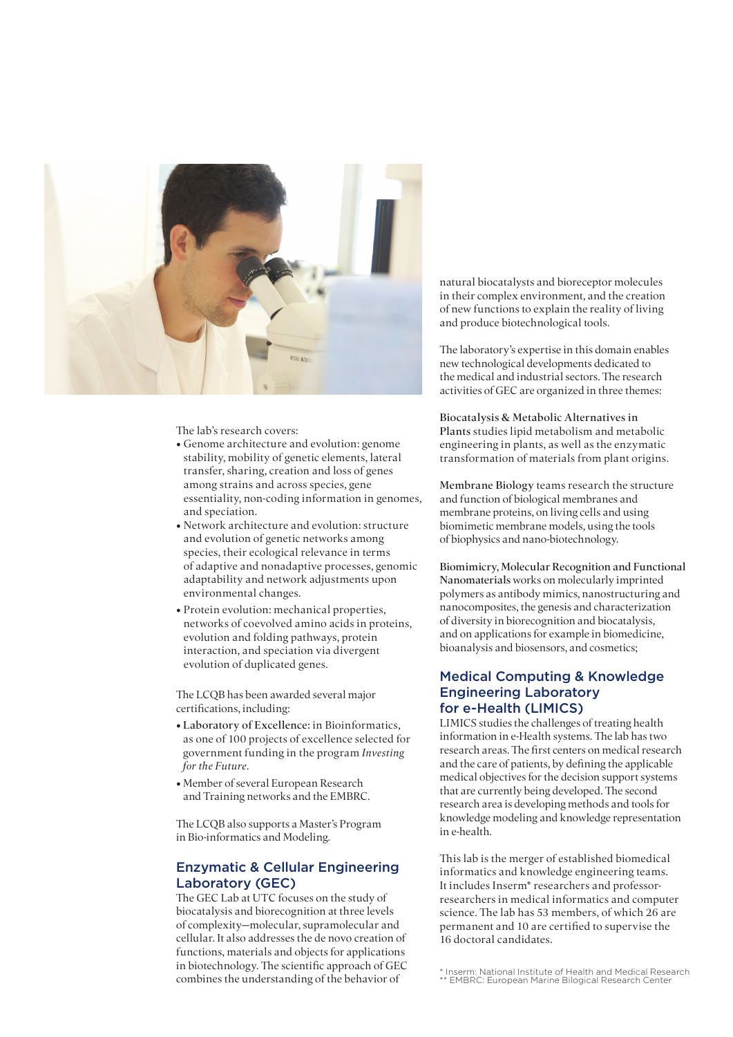The lab's research covers:

- Genome architecture and evolution: genome stability, mobility of genetic elements, lateral transfer, sharing, creation and loss of genes among strains and across species, gene essentiality, non-coding information in genomes, and speciation.
- Network architecture and evolution: structure and evolution of genetic networks among species, their ecological relevance in terms of adaptive and nonadaptive processes, genomic adaptability and network adjustments upon environmental changes.
- Protein evolution: mechanical properties, networks of coevolved amino acids in proteins, evolution and folding pathways, protein interaction, and speciation via divergent evolution of duplicated genes.

The LCQB has been awarded several major certifications, including:

- **Laboratory of Excellence:** in Bioinformatics, as one of 100 projects of excellence selected for government funding in the program *Investing for the Future*.
- Member of several European Research and Training networks and the EMBRC.

The LCQB also supports a Master's Program in Bio-informatics and Modeling.

## Enzymatic & Cellular Engineering Laboratory (GEC)

The GEC Lab at UTC focuses on the study of biocatalysis and biorecognition at three levels of complexity—molecular, supramolecular and cellular. It also addresses the de novo creation of functions, materials and objects for applications in biotechnology. The scientific approach of GEC combines the understanding of the behavior of natural biocatalysts and bioreceptor molecules in their complex environment, and the creation of new functions to explain the reality of living and produce biotechnological tools.

The laboratory's expertise in this domain enables new technological developments dedicated to the medical and industrial sectors. The research activities of GEC are organized in three themes:

**Biocatalysis & Metabolic Alternatives in Plants** studies lipid metabolism and metabolic engineering in plants, as well as the enzymatic transformation of materials from plant origins.

**Membrane Biology** teams research the structure and function of biological membranes and membrane proteins, on living cells and using biomimetic membrane models, using the tools of biophysics and nano-biotechnology.

**Biomimicry, Molecular Recognition and Functional Nanomaterials** works on molecularly imprinted polymers as antibody mimics, nanostructuring and nanocomposites, the genesis and characterization of diversity in biorecognition and biocatalysis, and on applications for example in biomedicine, bioanalysis and biosensors, and cosmetics;

## Medical Computing & Knowledge Engineering Laboratory for e-Health (LIMICS)

LIMICS studies the challenges of treating health information in e-Health systems. The lab has two research areas. The first centers on medical research and the care of patients, by defining the applicable medical objectives for the decision support systems that are currently being developed. The second research area is developing methods and tools for knowledge modeling and knowledge representation in e-health.

This lab is the merger of established biomedical informatics and knowledge engineering teams. It includes Inserm* researchers and professor-researchers in medical informatics and computer science. The lab has 53 members, of which 26 are permanent and 10 are certified to supervise the 16 doctoral candidates.

\* Inserm: National Institute of Health and Medical Research
\*\* EMBRC: European Marine Bilogical Research Center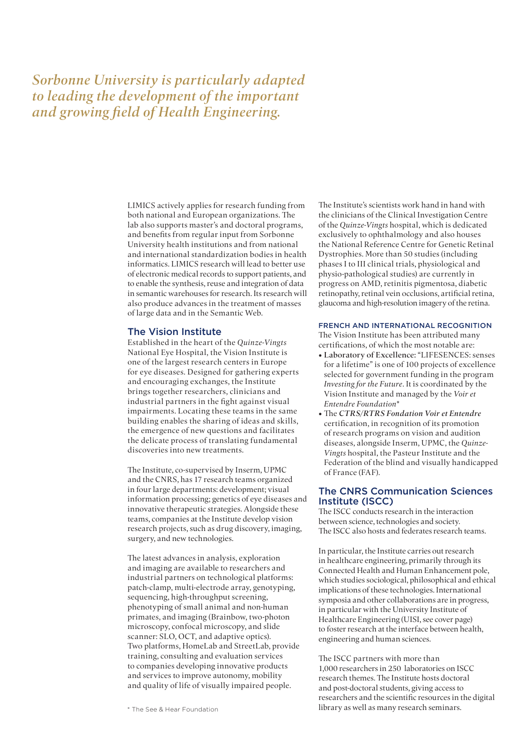*Sorbonne University is particularly adapted to leading the development of the important and growing field of Health Engineering.*

LIMICS actively applies for research funding from both national and European organizations. The lab also supports master's and doctoral programs, and benefits from regular input from Sorbonne University health institutions and from national and international standardization bodies in health informatics. LIMICS research will lead to better use of electronic medical records to support patients, and to enable the synthesis, reuse and integration of data in semantic warehouses for research. Its research will also produce advances in the treatment of masses of large data and in the Semantic Web.

## The Vision Institute

Established in the heart of the *Quinze-Vingts* National Eye Hospital, the Vision Institute is one of the largest research centers in Europe for eye diseases. Designed for gathering experts and encouraging exchanges, the Institute brings together researchers, clinicians and industrial partners in the fight against visual impairments. Locating these teams in the same building enables the sharing of ideas and skills, the emergence of new questions and facilitates the delicate process of translating fundamental discoveries into new treatments.

The Institute, co-supervised by Inserm, UPMC and the CNRS, has 17 research teams organized in four large departments: development; visual information processing; genetics of eye diseases and innovative therapeutic strategies. Alongside these teams, companies at the Institute develop vision research projects, such as drug discovery, imaging, surgery, and new technologies.

The latest advances in analysis, exploration and imaging are available to researchers and industrial partners on technological platforms: patch-clamp, multi-electrode array, genotyping, sequencing, high-throughput screening, phenotyping of small animal and non-human primates, and imaging (Brainbow, two-photon microscopy, confocal microscopy, and slide scanner: SLO, OCT, and adaptive optics). Two platforms, HomeLab and StreetLab, provide training, consulting and evaluation services to companies developing innovative products and services to improve autonomy, mobility and quality of life of visually impaired people.

The Institute's scientists work hand in hand with the clinicians of the Clinical Investigation Centre of the *Quinze-Vingts* hospital, which is dedicated exclusively to ophthalmology and also houses the National Reference Centre for Genetic Retinal Dystrophies. More than 50 studies (including phases I to III clinical trials, physiological and physio-pathological studies) are currently in progress on AMD, retinitis pigmentosa, diabetic retinopathy, retinal vein occlusions, artificial retina, glaucoma and high-resolution imagery of the retina.

### FRENCH AND INTERNATIONAL RECOGNITION

The Vision Institute has been attributed many certifications, of which the most notable are:

- **Laboratory of Excellence:** "LIFESENCES: senses for a lifetime" is one of 100 projects of excellence selected for government funding in the program *Investing for the Future*. It is coordinated by the Vision Institute and managed by the *Voir et Entendre Foundation\**
- The ***CTRS/RTRS Fondation Voir et Entendre*** certification, in recognition of its promotion of research programs on vision and audition diseases, alongside Inserm, UPMC, the *Quinze-Vingts* hospital, the Pasteur Institute and the Federation of the blind and visually handicapped of France (FAF).

## The CNRS Communication Sciences Institute (ISCC)

The ISCC conducts research in the interaction between science, technologies and society. The ISCC also hosts and federates research teams.

In particular, the Institute carries out research in healthcare engineering, primarily through its Connected Health and Human Enhancement pole, which studies sociological, philosophical and ethical implications of these technologies. International symposia and other collaborations are in progress, in particular with the University Institute of Healthcare Engineering (UISI, see cover page) to foster research at the interface between health, engineering and human sciences.

The ISCC partners with more than 1,000 researchers in 250 laboratories on ISCC research themes. The Institute hosts doctoral and post-doctoral students, giving access to researchers and the scientific resources in the digital library as well as many research seminars.

\* The See & Hear Foundation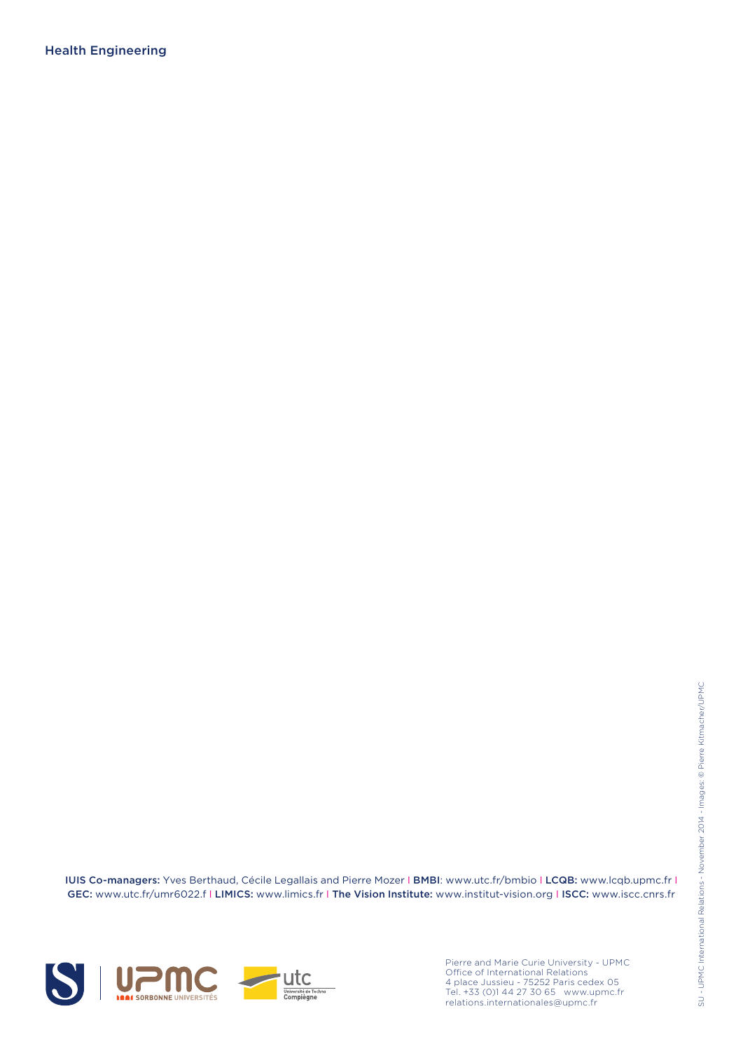Health Engineering

**IUIS Co-managers:** Yves Berthaud, Cécile Legallais and Pierre Mozer | **BMBI**: www.utc.fr/bmbio | **LCQB:** www.lcqb.upmc.fr | **GEC:** www.utc.fr/umr6022.f | **LIMICS:** www.limics.fr | **The Vision Institute:** www.institut-vision.org | **ISCC:** www.iscc.cnrs.fr

Pierre and Marie Curie University - UPMC
Office of International Relations
4 place Jussieu - 75252 Paris cedex 05
Tel. +33 (0)1 44 27 30 65 www.upmc.fr
relations.internationales@upmc.fr

SU - UPMC International Relations - November 2014 - Images: © Pierre Kitmacher/UPMC